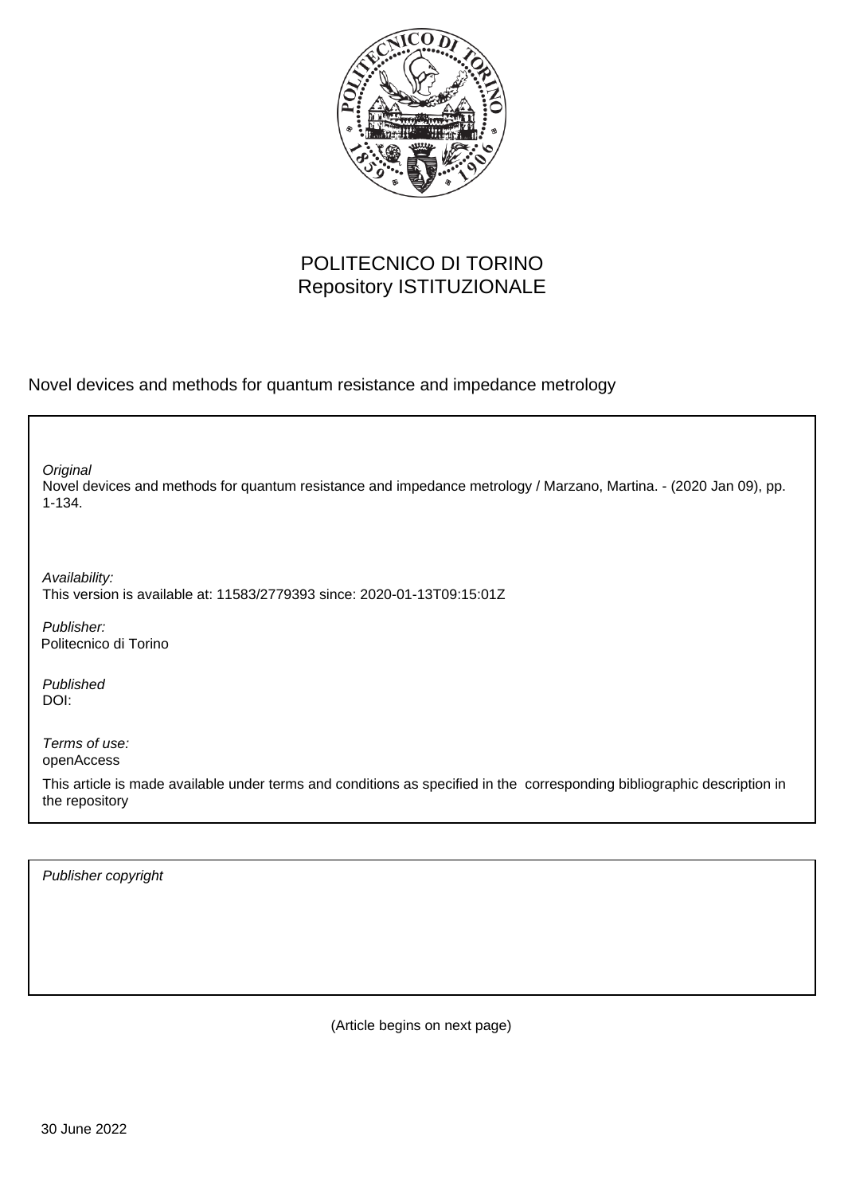POLITECNICO DI TORINO
Repository ISTITUZIONALE

Novel devices and methods for quantum resistance and impedance metrology

*Original*
Novel devices and methods for quantum resistance and impedance metrology / Marzano, Martina. - (2020 Jan 09), pp. 1-134.

*Availability:*
This version is available at: 11583/2779393 since: 2020-01-13T09:15:01Z

*Publisher:*
Politecnico di Torino

*Published*
DOI:

*Terms of use:*
openAccess

This article is made available under terms and conditions as specified in the corresponding bibliographic description in the repository

*Publisher copyright*

(Article begins on next page)

30 June 2022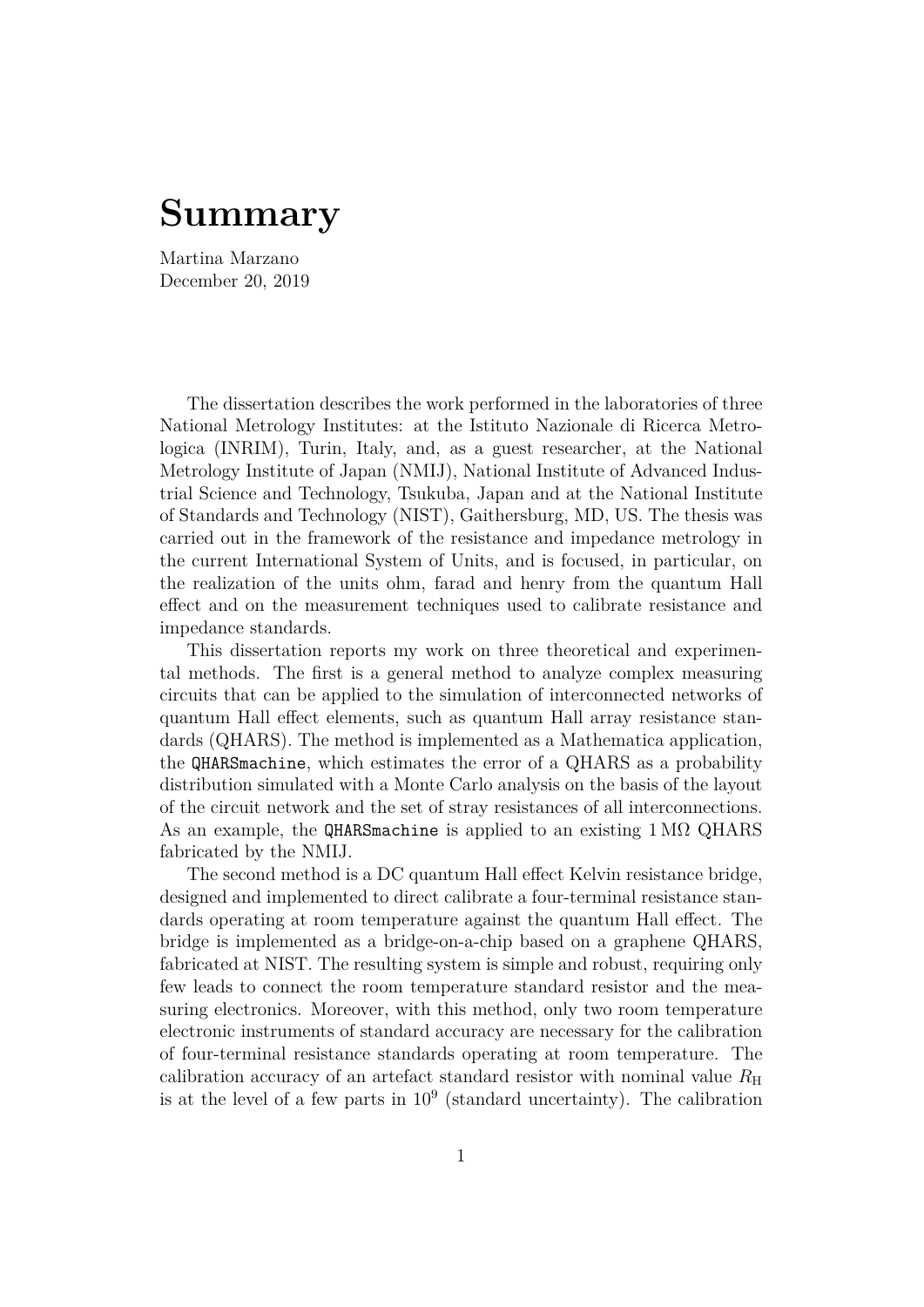# Summary

Martina Marzano
December 20, 2019

The dissertation describes the work performed in the laboratories of three National Metrology Institutes: at the Istituto Nazionale di Ricerca Metrologica (INRIM), Turin, Italy, and, as a guest researcher, at the National Metrology Institute of Japan (NMIJ), National Institute of Advanced Industrial Science and Technology, Tsukuba, Japan and at the National Institute of Standards and Technology (NIST), Gaithersburg, MD, US. The thesis was carried out in the framework of the resistance and impedance metrology in the current International System of Units, and is focused, in particular, on the realization of the units ohm, farad and henry from the quantum Hall effect and on the measurement techniques used to calibrate resistance and impedance standards.

This dissertation reports my work on three theoretical and experimental methods. The first is a general method to analyze complex measuring circuits that can be applied to the simulation of interconnected networks of quantum Hall effect elements, such as quantum Hall array resistance standards (QHARS). The method is implemented as a Mathematica application, the `QHARSmachine`, which estimates the error of a QHARS as a probability distribution simulated with a Monte Carlo analysis on the basis of the layout of the circuit network and the set of stray resistances of all interconnections. As an example, the `QHARSmachine` is applied to an existing $1\,\mathrm{M}\Omega$ QHARS fabricated by the NMIJ.

The second method is a DC quantum Hall effect Kelvin resistance bridge, designed and implemented to direct calibrate a four-terminal resistance standards operating at room temperature against the quantum Hall effect. The bridge is implemented as a bridge-on-a-chip based on a graphene QHARS, fabricated at NIST. The resulting system is simple and robust, requiring only few leads to connect the room temperature standard resistor and the measuring electronics. Moreover, with this method, only two room temperature electronic instruments of standard accuracy are necessary for the calibration of four-terminal resistance standards operating at room temperature. The calibration accuracy of an artefact standard resistor with nominal value $R_\mathrm{H}$ is at the level of a few parts in $10^9$ (standard uncertainty). The calibration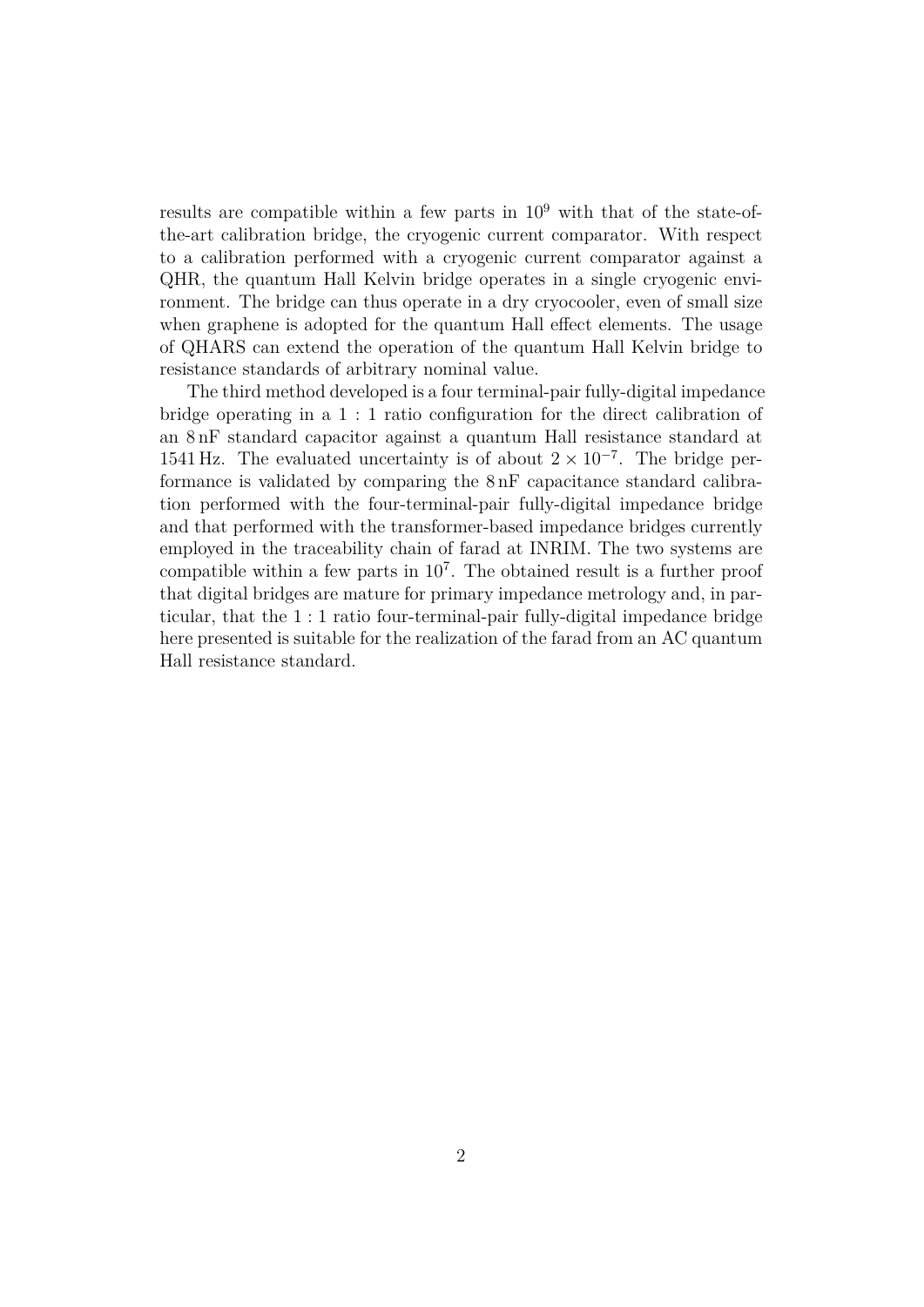results are compatible within a few parts in $10^9$ with that of the state-of-the-art calibration bridge, the cryogenic current comparator. With respect to a calibration performed with a cryogenic current comparator against a QHR, the quantum Hall Kelvin bridge operates in a single cryogenic environment. The bridge can thus operate in a dry cryocooler, even of small size when graphene is adopted for the quantum Hall effect elements. The usage of QHARS can extend the operation of the quantum Hall Kelvin bridge to resistance standards of arbitrary nominal value.

The third method developed is a four terminal-pair fully-digital impedance bridge operating in a $1 : 1$ ratio configuration for the direct calibration of an 8 nF standard capacitor against a quantum Hall resistance standard at 1541 Hz. The evaluated uncertainty is of about $2 \times 10^{-7}$. The bridge performance is validated by comparing the 8 nF capacitance standard calibration performed with the four-terminal-pair fully-digital impedance bridge and that performed with the transformer-based impedance bridges currently employed in the traceability chain of farad at INRIM. The two systems are compatible within a few parts in $10^7$. The obtained result is a further proof that digital bridges are mature for primary impedance metrology and, in particular, that the $1 : 1$ ratio four-terminal-pair fully-digital impedance bridge here presented is suitable for the realization of the farad from an AC quantum Hall resistance standard.